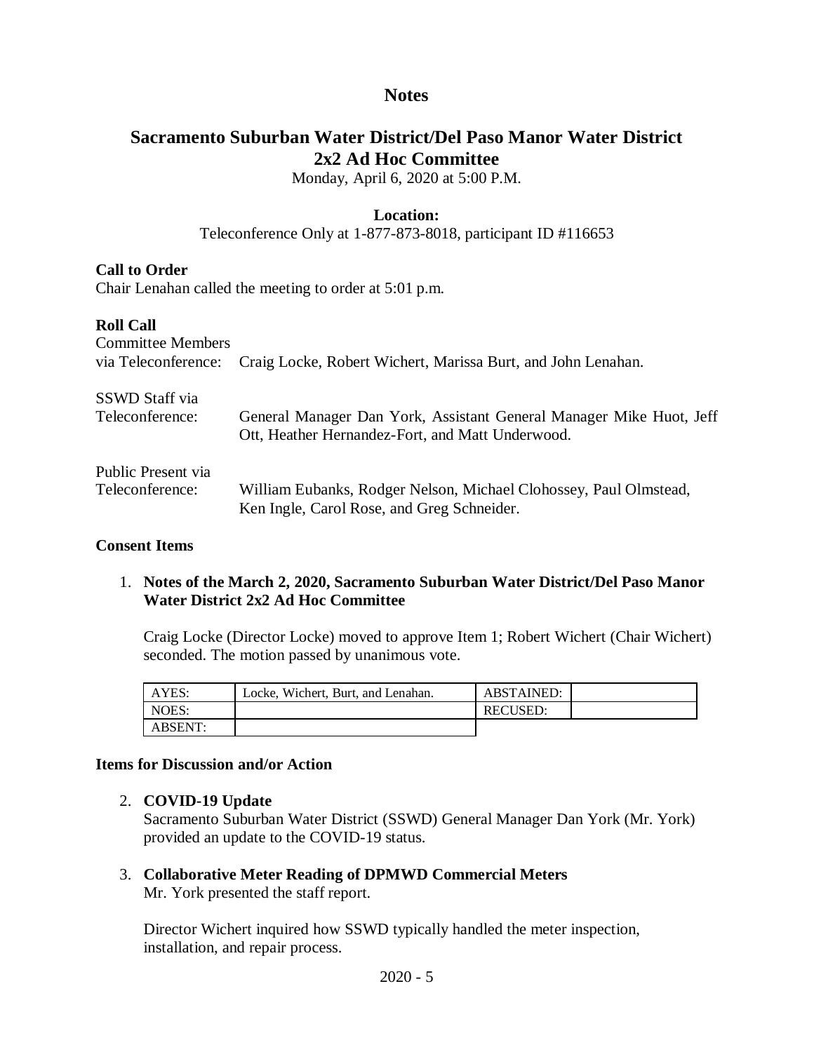# Notes

## Sacramento Suburban Water District/Del Paso Manor Water District 2x2 Ad Hoc Committee

Monday, April 6, 2020 at 5:00 P.M.

**Location:**

Teleconference Only at 1-877-873-8018, participant ID #116653

**Call to Order**

Chair Lenahan called the meeting to order at 5:01 p.m.

**Roll Call**

Committee Members via Teleconference: Craig Locke, Robert Wichert, Marissa Burt, and John Lenahan.

SSWD Staff via Teleconference: General Manager Dan York, Assistant General Manager Mike Huot, Jeff Ott, Heather Hernandez-Fort, and Matt Underwood.

Public Present via Teleconference: William Eubanks, Rodger Nelson, Michael Clohossey, Paul Olmstead, Ken Ingle, Carol Rose, and Greg Schneider.

**Consent Items**

1. **Notes of the March 2, 2020, Sacramento Suburban Water District/Del Paso Manor Water District 2x2 Ad Hoc Committee**

   Craig Locke (Director Locke) moved to approve Item 1; Robert Wichert (Chair Wichert) seconded. The motion passed by unanimous vote.

| AYES: | Locke, Wichert, Burt, and Lenahan. | ABSTAINED: | |
|---|---|---|---|
| NOES: | | RECUSED: | |
| ABSENT: | | | |

**Items for Discussion and/or Action**

2. **COVID-19 Update**
   Sacramento Suburban Water District (SSWD) General Manager Dan York (Mr. York) provided an update to the COVID-19 status.

3. **Collaborative Meter Reading of DPMWD Commercial Meters**
   Mr. York presented the staff report.

   Director Wichert inquired how SSWD typically handled the meter inspection, installation, and repair process.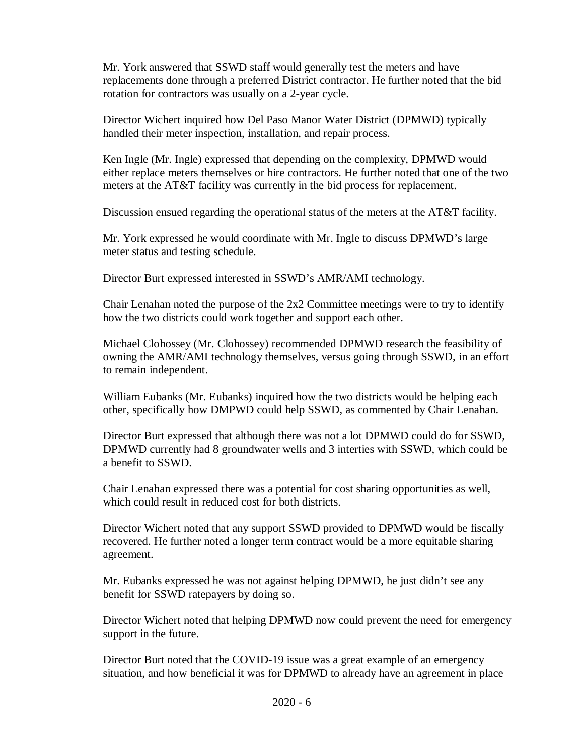Mr. York answered that SSWD staff would generally test the meters and have replacements done through a preferred District contractor. He further noted that the bid rotation for contractors was usually on a 2-year cycle.

Director Wichert inquired how Del Paso Manor Water District (DPMWD) typically handled their meter inspection, installation, and repair process.

Ken Ingle (Mr. Ingle) expressed that depending on the complexity, DPMWD would either replace meters themselves or hire contractors. He further noted that one of the two meters at the AT&T facility was currently in the bid process for replacement.

Discussion ensued regarding the operational status of the meters at the AT&T facility.

Mr. York expressed he would coordinate with Mr. Ingle to discuss DPMWD's large meter status and testing schedule.

Director Burt expressed interested in SSWD's AMR/AMI technology.

Chair Lenahan noted the purpose of the 2x2 Committee meetings were to try to identify how the two districts could work together and support each other.

Michael Clohossey (Mr. Clohossey) recommended DPMWD research the feasibility of owning the AMR/AMI technology themselves, versus going through SSWD, in an effort to remain independent.

William Eubanks (Mr. Eubanks) inquired how the two districts would be helping each other, specifically how DMPWD could help SSWD, as commented by Chair Lenahan.

Director Burt expressed that although there was not a lot DPMWD could do for SSWD, DPMWD currently had 8 groundwater wells and 3 interties with SSWD, which could be a benefit to SSWD.

Chair Lenahan expressed there was a potential for cost sharing opportunities as well, which could result in reduced cost for both districts.

Director Wichert noted that any support SSWD provided to DPMWD would be fiscally recovered. He further noted a longer term contract would be a more equitable sharing agreement.

Mr. Eubanks expressed he was not against helping DPMWD, he just didn't see any benefit for SSWD ratepayers by doing so.

Director Wichert noted that helping DPMWD now could prevent the need for emergency support in the future.

Director Burt noted that the COVID-19 issue was a great example of an emergency situation, and how beneficial it was for DPMWD to already have an agreement in place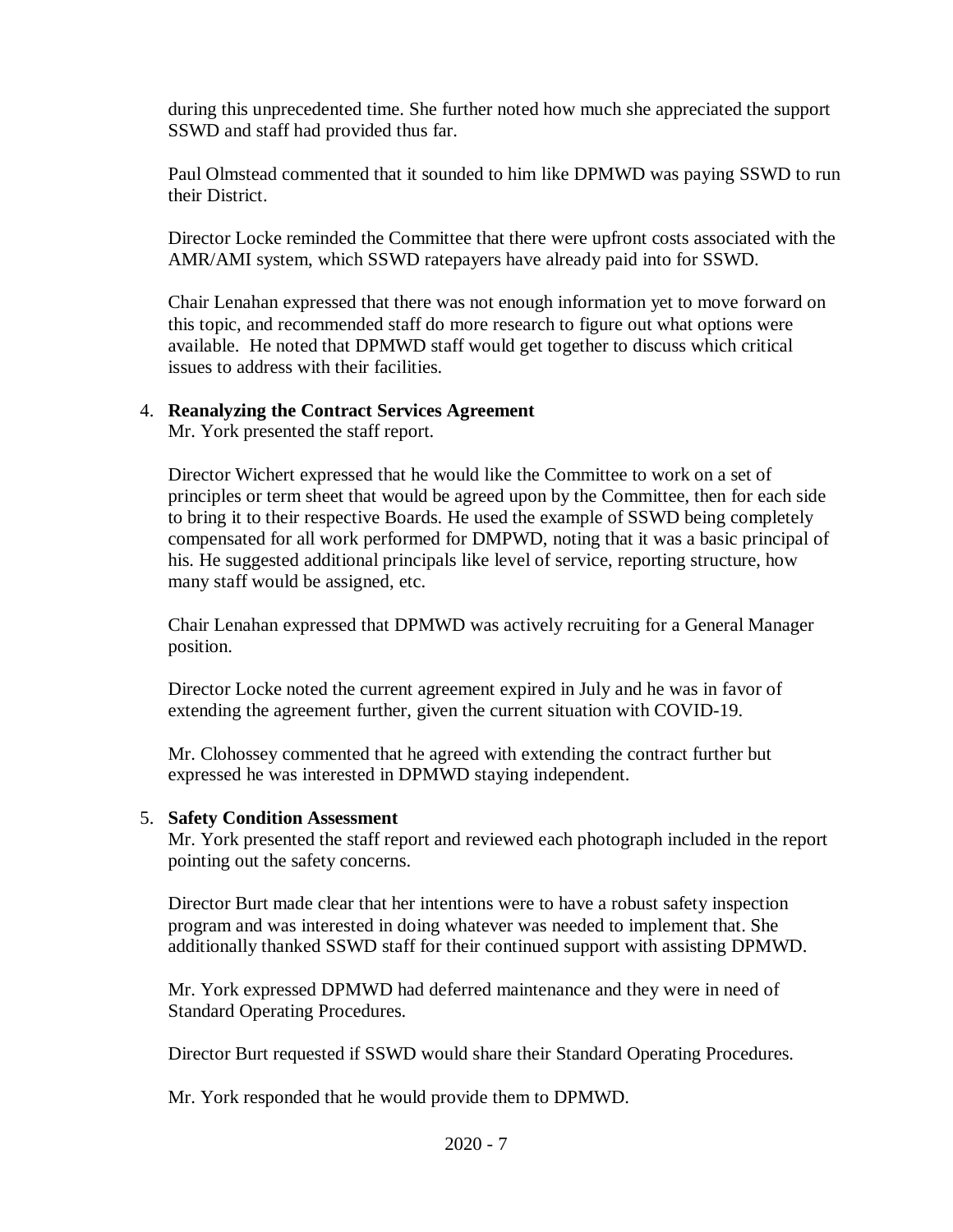during this unprecedented time. She further noted how much she appreciated the support SSWD and staff had provided thus far.

Paul Olmstead commented that it sounded to him like DPMWD was paying SSWD to run their District.

Director Locke reminded the Committee that there were upfront costs associated with the AMR/AMI system, which SSWD ratepayers have already paid into for SSWD.

Chair Lenahan expressed that there was not enough information yet to move forward on this topic, and recommended staff do more research to figure out what options were available. He noted that DPMWD staff would get together to discuss which critical issues to address with their facilities.

4. **Reanalyzing the Contract Services Agreement**
   Mr. York presented the staff report.

   Director Wichert expressed that he would like the Committee to work on a set of principles or term sheet that would be agreed upon by the Committee, then for each side to bring it to their respective Boards. He used the example of SSWD being completely compensated for all work performed for DMPWD, noting that it was a basic principal of his. He suggested additional principals like level of service, reporting structure, how many staff would be assigned, etc.

   Chair Lenahan expressed that DPMWD was actively recruiting for a General Manager position.

   Director Locke noted the current agreement expired in July and he was in favor of extending the agreement further, given the current situation with COVID-19.

   Mr. Clohossey commented that he agreed with extending the contract further but expressed he was interested in DPMWD staying independent.

5. **Safety Condition Assessment**
   Mr. York presented the staff report and reviewed each photograph included in the report pointing out the safety concerns.

   Director Burt made clear that her intentions were to have a robust safety inspection program and was interested in doing whatever was needed to implement that. She additionally thanked SSWD staff for their continued support with assisting DPMWD.

   Mr. York expressed DPMWD had deferred maintenance and they were in need of Standard Operating Procedures.

   Director Burt requested if SSWD would share their Standard Operating Procedures.

   Mr. York responded that he would provide them to DPMWD.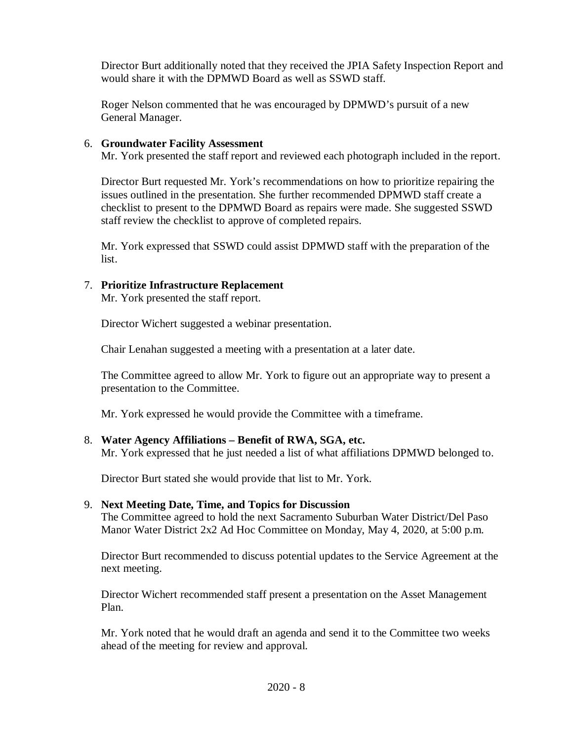Director Burt additionally noted that they received the JPIA Safety Inspection Report and would share it with the DPMWD Board as well as SSWD staff.

Roger Nelson commented that he was encouraged by DPMWD's pursuit of a new General Manager.

6. **Groundwater Facility Assessment**
   Mr. York presented the staff report and reviewed each photograph included in the report.

   Director Burt requested Mr. York's recommendations on how to prioritize repairing the issues outlined in the presentation. She further recommended DPMWD staff create a checklist to present to the DPMWD Board as repairs were made. She suggested SSWD staff review the checklist to approve of completed repairs.

   Mr. York expressed that SSWD could assist DPMWD staff with the preparation of the list.

7. **Prioritize Infrastructure Replacement**
   Mr. York presented the staff report.

   Director Wichert suggested a webinar presentation.

   Chair Lenahan suggested a meeting with a presentation at a later date.

   The Committee agreed to allow Mr. York to figure out an appropriate way to present a presentation to the Committee.

   Mr. York expressed he would provide the Committee with a timeframe.

8. **Water Agency Affiliations – Benefit of RWA, SGA, etc.**
   Mr. York expressed that he just needed a list of what affiliations DPMWD belonged to.

   Director Burt stated she would provide that list to Mr. York.

9. **Next Meeting Date, Time, and Topics for Discussion**
   The Committee agreed to hold the next Sacramento Suburban Water District/Del Paso Manor Water District 2x2 Ad Hoc Committee on Monday, May 4, 2020, at 5:00 p.m.

   Director Burt recommended to discuss potential updates to the Service Agreement at the next meeting.

   Director Wichert recommended staff present a presentation on the Asset Management Plan.

   Mr. York noted that he would draft an agenda and send it to the Committee two weeks ahead of the meeting for review and approval.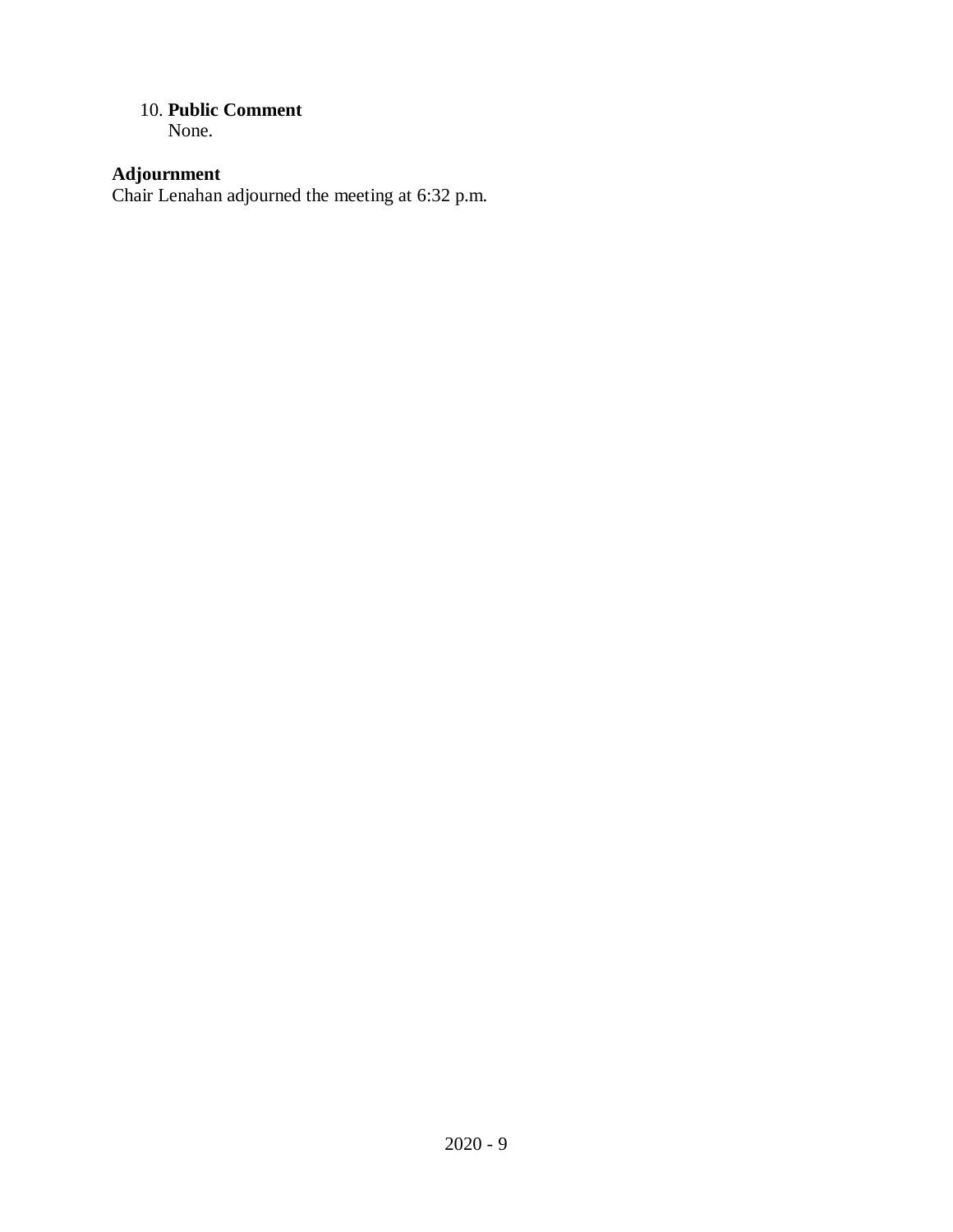10. **Public Comment**
    None.

**Adjournment**
Chair Lenahan adjourned the meeting at 6:32 p.m.